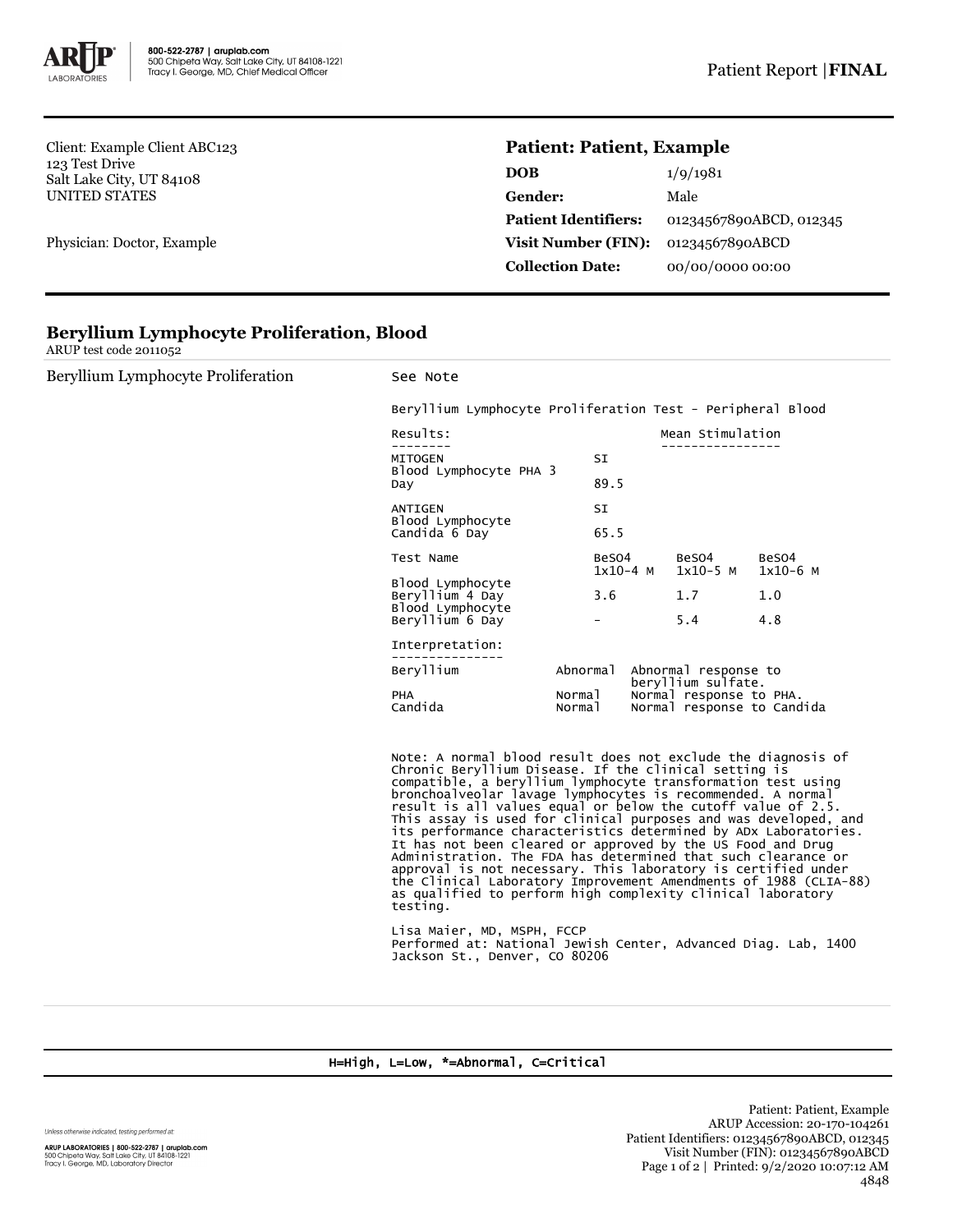800-522-2787 | aruplab.com
500 Chipeta Way, Salt Lake City, UT 84108-1221
Tracy I. George, MD, Chief Medical Officer

Patient Report | **FINAL**

Client: Example Client ABC123
123 Test Drive
Salt Lake City, UT 84108
UNITED STATES

Physician: Doctor, Example

## Patient: Patient, Example

| | |
|---|---|
| **DOB** | 1/9/1981 |
| **Gender:** | Male |
| **Patient Identifiers:** | 01234567890ABCD, 012345 |
| **Visit Number (FIN):** | 01234567890ABCD |
| **Collection Date:** | 00/00/0000 00:00 |

## Beryllium Lymphocyte Proliferation, Blood

ARUP test code 2011052

Beryllium Lymphocyte Proliferation    See Note

```
Beryllium Lymphocyte Proliferation Test - Peripheral Blood

Results:                            Mean Stimulation
--------                            ----------------
MITOGEN                     SI
Blood Lymphocyte PHA 3
Day                         89.5

ANTIGEN                     SI
Blood Lymphocyte
Candida 6 Day               65.5

Test Name                   BeSO4      BeSO4      BeSO4
                            1x10-4 M   1x10-5 M   1x10-6 M
Blood Lymphocyte
Beryllium 4 Day             3.6        1.7        1.0
Blood Lymphocyte
Beryllium 6 Day             -          5.4        4.8

Interpretation:
---------------
Beryllium           Abnormal  Abnormal response to
                              beryllium sulfate.
PHA                 Normal    Normal response to PHA.
Candida             Normal    Normal response to Candida
```

Note: A normal blood result does not exclude the diagnosis of Chronic Beryllium Disease. If the clinical setting is compatible, a beryllium lymphocyte transformation test using bronchoalveolar lavage lymphocytes is recommended. A normal result is all values equal or below the cutoff value of 2.5. This assay is used for clinical purposes and was developed, and its performance characteristics determined by ADx Laboratories. It has not been cleared or approved by the US Food and Drug Administration. The FDA has determined that such clearance or approval is not necessary. This laboratory is certified under the Clinical Laboratory Improvement Amendments of 1988 (CLIA-88) as qualified to perform high complexity clinical laboratory testing.

Lisa Maier, MD, MSPH, FCCP
Performed at: National Jewish Center, Advanced Diag. Lab, 1400 Jackson St., Denver, CO 80206

H=High, L=Low, *=Abnormal, C=Critical

Unless otherwise indicated, testing performed at:

ARUP LABORATORIES | 800-522-2787 | aruplab.com
500 Chipeta Way, Salt Lake City, UT 84108-1221
Tracy I. George, MD, Laboratory Director

Patient: Patient, Example
ARUP Accession: 20-170-104261
Patient Identifiers: 01234567890ABCD, 012345
Visit Number (FIN): 01234567890ABCD
Printed: 9/2/2020 10:07:12 AM
4848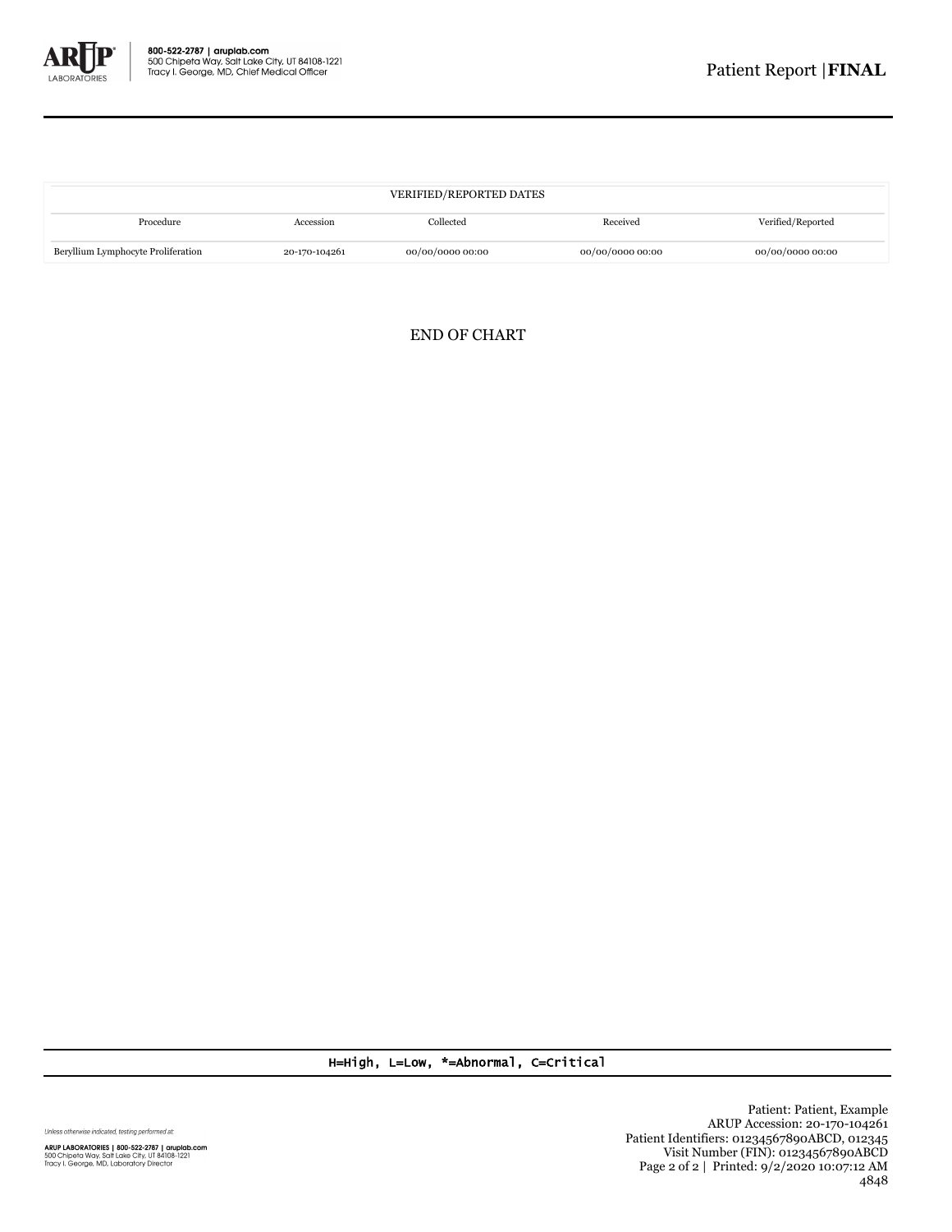| VERIFIED/REPORTED DATES | | | | |
|---|---|---|---|---|
| Procedure | Accession | Collected | Received | Verified/Reported |
| Beryllium Lymphocyte Proliferation | 20-170-104261 | 00/00/0000 00:00 | 00/00/0000 00:00 | 00/00/0000 00:00 |

END OF CHART

H=High, L=Low, *=Abnormal, C=Critical

*Unless otherwise indicated, testing performed at:*

**ARUP LABORATORIES | 800-522-2787 | aruplab.com**
500 Chipeta Way, Salt Lake City, UT 84108-1221
Tracy I. George, MD, Laboratory Director

Patient: Patient, Example
ARUP Accession: 20-170-104261
Patient Identifiers: 01234567890ABCD, 012345
Visit Number (FIN): 01234567890ABCD
Printed: 9/2/2020 10:07:12 AM
4848